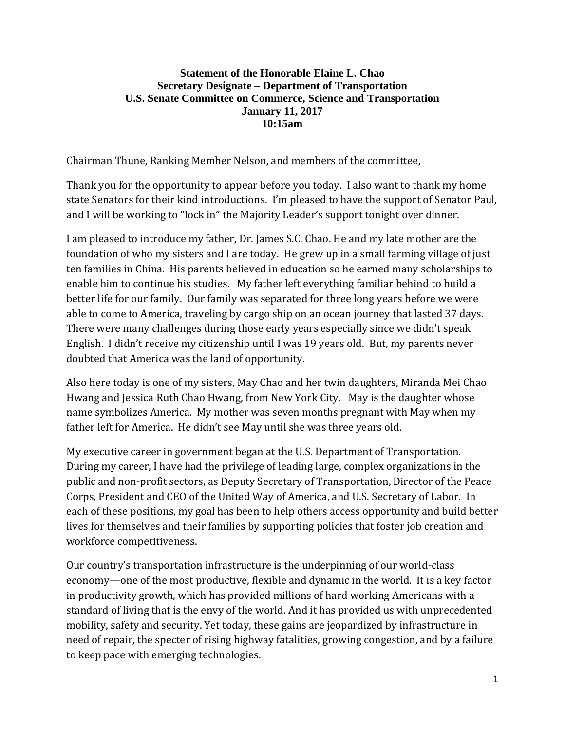**Statement of the Honorable Elaine L. Chao**
**Secretary Designate – Department of Transportation**
**U.S. Senate Committee on Commerce, Science and Transportation**
**January 11, 2017**
**10:15am**

Chairman Thune, Ranking Member Nelson, and members of the committee,

Thank you for the opportunity to appear before you today. I also want to thank my home state Senators for their kind introductions. I'm pleased to have the support of Senator Paul, and I will be working to "lock in" the Majority Leader's support tonight over dinner.

I am pleased to introduce my father, Dr. James S.C. Chao. He and my late mother are the foundation of who my sisters and I are today. He grew up in a small farming village of just ten families in China. His parents believed in education so he earned many scholarships to enable him to continue his studies. My father left everything familiar behind to build a better life for our family. Our family was separated for three long years before we were able to come to America, traveling by cargo ship on an ocean journey that lasted 37 days. There were many challenges during those early years especially since we didn't speak English. I didn't receive my citizenship until I was 19 years old. But, my parents never doubted that America was the land of opportunity.

Also here today is one of my sisters, May Chao and her twin daughters, Miranda Mei Chao Hwang and Jessica Ruth Chao Hwang, from New York City. May is the daughter whose name symbolizes America. My mother was seven months pregnant with May when my father left for America. He didn't see May until she was three years old.

My executive career in government began at the U.S. Department of Transportation. During my career, I have had the privilege of leading large, complex organizations in the public and non-profit sectors, as Deputy Secretary of Transportation, Director of the Peace Corps, President and CEO of the United Way of America, and U.S. Secretary of Labor. In each of these positions, my goal has been to help others access opportunity and build better lives for themselves and their families by supporting policies that foster job creation and workforce competitiveness.

Our country's transportation infrastructure is the underpinning of our world-class economy—one of the most productive, flexible and dynamic in the world. It is a key factor in productivity growth, which has provided millions of hard working Americans with a standard of living that is the envy of the world. And it has provided us with unprecedented mobility, safety and security. Yet today, these gains are jeopardized by infrastructure in need of repair, the specter of rising highway fatalities, growing congestion, and by a failure to keep pace with emerging technologies.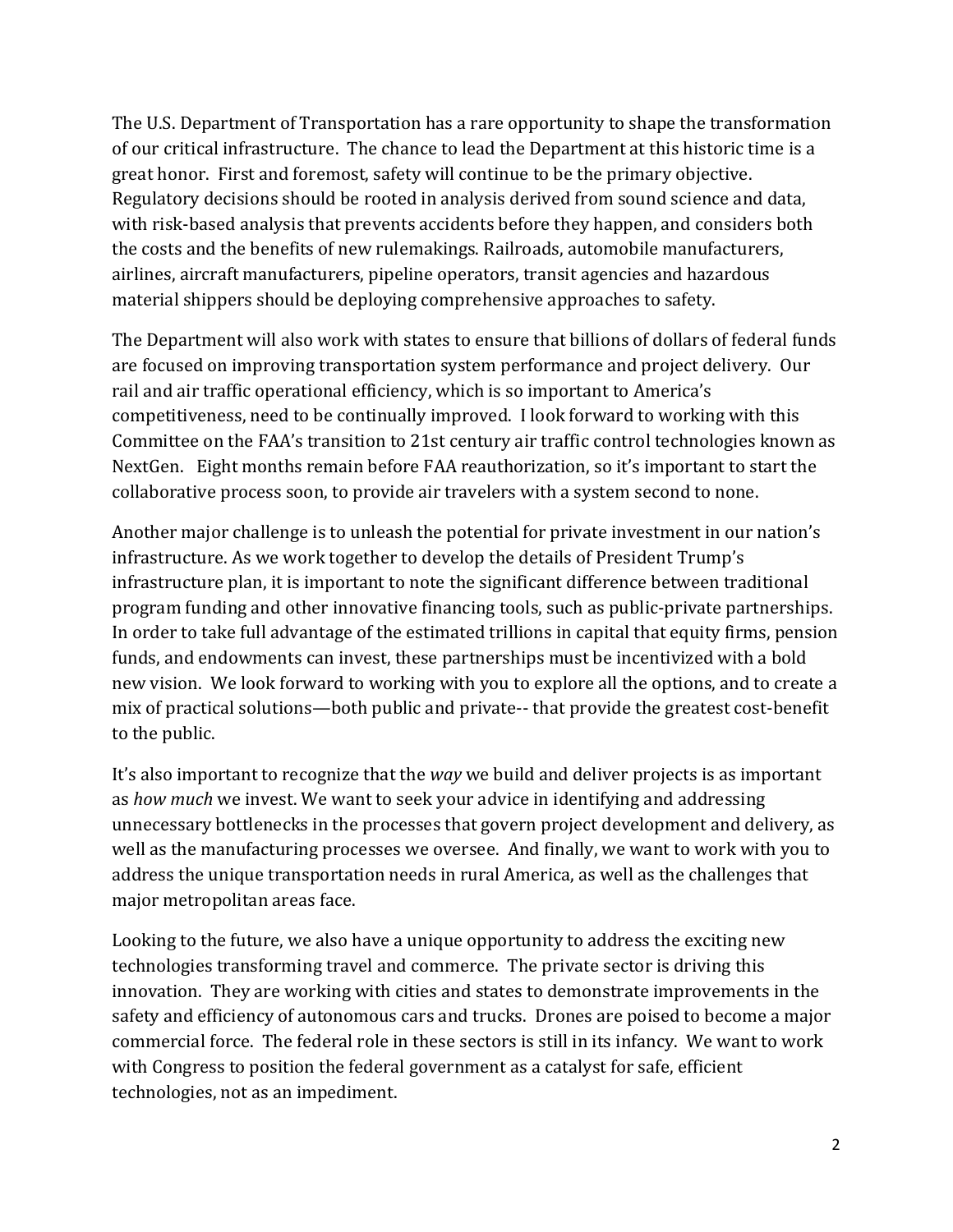The U.S. Department of Transportation has a rare opportunity to shape the transformation of our critical infrastructure. The chance to lead the Department at this historic time is a great honor. First and foremost, safety will continue to be the primary objective. Regulatory decisions should be rooted in analysis derived from sound science and data, with risk-based analysis that prevents accidents before they happen, and considers both the costs and the benefits of new rulemakings. Railroads, automobile manufacturers, airlines, aircraft manufacturers, pipeline operators, transit agencies and hazardous material shippers should be deploying comprehensive approaches to safety.

The Department will also work with states to ensure that billions of dollars of federal funds are focused on improving transportation system performance and project delivery. Our rail and air traffic operational efficiency, which is so important to America's competitiveness, need to be continually improved. I look forward to working with this Committee on the FAA's transition to 21st century air traffic control technologies known as NextGen. Eight months remain before FAA reauthorization, so it's important to start the collaborative process soon, to provide air travelers with a system second to none.

Another major challenge is to unleash the potential for private investment in our nation's infrastructure. As we work together to develop the details of President Trump's infrastructure plan, it is important to note the significant difference between traditional program funding and other innovative financing tools, such as public-private partnerships. In order to take full advantage of the estimated trillions in capital that equity firms, pension funds, and endowments can invest, these partnerships must be incentivized with a bold new vision. We look forward to working with you to explore all the options, and to create a mix of practical solutions—both public and private-- that provide the greatest cost-benefit to the public.

It's also important to recognize that the *way* we build and deliver projects is as important as *how much* we invest. We want to seek your advice in identifying and addressing unnecessary bottlenecks in the processes that govern project development and delivery, as well as the manufacturing processes we oversee. And finally, we want to work with you to address the unique transportation needs in rural America, as well as the challenges that major metropolitan areas face.

Looking to the future, we also have a unique opportunity to address the exciting new technologies transforming travel and commerce. The private sector is driving this innovation. They are working with cities and states to demonstrate improvements in the safety and efficiency of autonomous cars and trucks. Drones are poised to become a major commercial force. The federal role in these sectors is still in its infancy. We want to work with Congress to position the federal government as a catalyst for safe, efficient technologies, not as an impediment.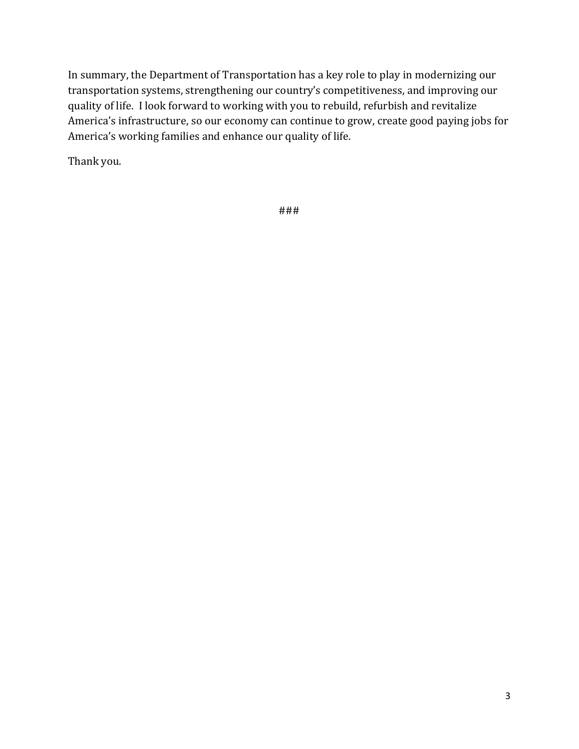In summary, the Department of Transportation has a key role to play in modernizing our transportation systems, strengthening our country's competitiveness, and improving our quality of life. I look forward to working with you to rebuild, refurbish and revitalize America's infrastructure, so our economy can continue to grow, create good paying jobs for America's working families and enhance our quality of life.

Thank you.

###